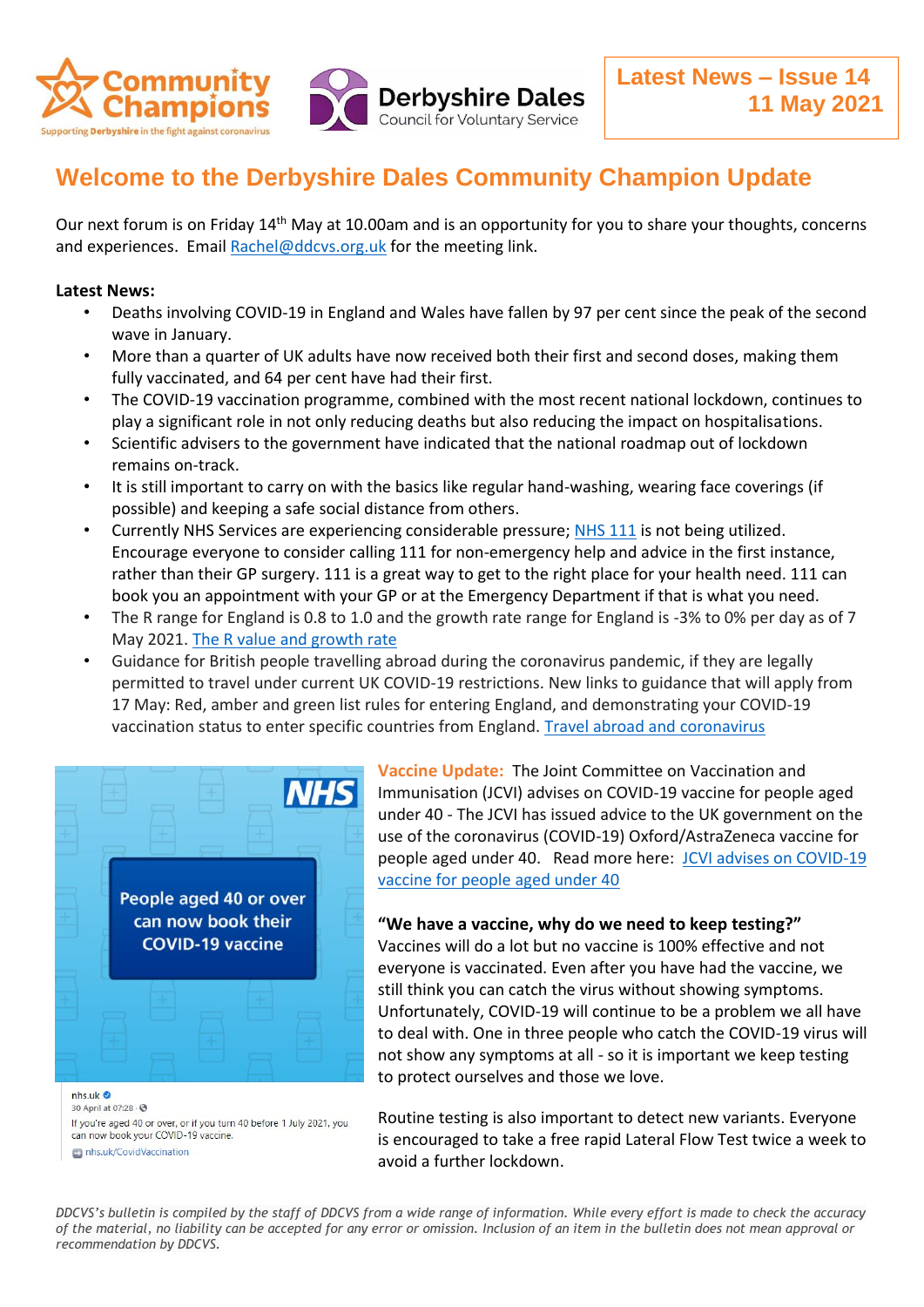Community Champions
Supporting Derbyshire in the fight against coronavirus

Derbyshire Dales
Council for Voluntary Service

**Latest News – Issue 14**
**11 May 2021**

# Welcome to the Derbyshire Dales Community Champion Update

Our next forum is on Friday 14th May at 10.00am and is an opportunity for you to share your thoughts, concerns and experiences. Email Rachel@ddcvs.org.uk for the meeting link.

**Latest News:**

- Deaths involving COVID-19 in England and Wales have fallen by 97 per cent since the peak of the second wave in January.
- More than a quarter of UK adults have now received both their first and second doses, making them fully vaccinated, and 64 per cent have had their first.
- The COVID-19 vaccination programme, combined with the most recent national lockdown, continues to play a significant role in not only reducing deaths but also reducing the impact on hospitalisations.
- Scientific advisers to the government have indicated that the national roadmap out of lockdown remains on-track.
- It is still important to carry on with the basics like regular hand-washing, wearing face coverings (if possible) and keeping a safe social distance from others.
- Currently NHS Services are experiencing considerable pressure; NHS 111 is not being utilized. Encourage everyone to consider calling 111 for non-emergency help and advice in the first instance, rather than their GP surgery. 111 is a great way to get to the right place for your health need. 111 can book you an appointment with your GP or at the Emergency Department if that is what you need.
- The R range for England is 0.8 to 1.0 and the growth rate range for England is -3% to 0% per day as of 7 May 2021. The R value and growth rate
- Guidance for British people travelling abroad during the coronavirus pandemic, if they are legally permitted to travel under current UK COVID-19 restrictions. New links to guidance that will apply from 17 May: Red, amber and green list rules for entering England, and demonstrating your COVID-19 vaccination status to enter specific countries from England. Travel abroad and coronavirus

NHS

People aged 40 or over can now book their COVID-19 vaccine

nhs.uk
30 April at 07:28
If you're aged 40 or over, or if you turn 40 before 1 July 2021, you can now book your COVID-19 vaccine.
nhs.uk/CovidVaccination

**Vaccine Update:** The Joint Committee on Vaccination and Immunisation (JCVI) advises on COVID-19 vaccine for people aged under 40 - The JCVI has issued advice to the UK government on the use of the coronavirus (COVID-19) Oxford/AstraZeneca vaccine for people aged under 40. Read more here: JCVI advises on COVID-19 vaccine for people aged under 40

**"We have a vaccine, why do we need to keep testing?"**
Vaccines will do a lot but no vaccine is 100% effective and not everyone is vaccinated. Even after you have had the vaccine, we still think you can catch the virus without showing symptoms. Unfortunately, COVID-19 will continue to be a problem we all have to deal with. One in three people who catch the COVID-19 virus will not show any symptoms at all - so it is important we keep testing to protect ourselves and those we love.

Routine testing is also important to detect new variants. Everyone is encouraged to take a free rapid Lateral Flow Test twice a week to avoid a further lockdown.

*DDCVS's bulletin is compiled by the staff of DDCVS from a wide range of information. While every effort is made to check the accuracy of the material, no liability can be accepted for any error or omission. Inclusion of an item in the bulletin does not mean approval or recommendation by DDCVS.*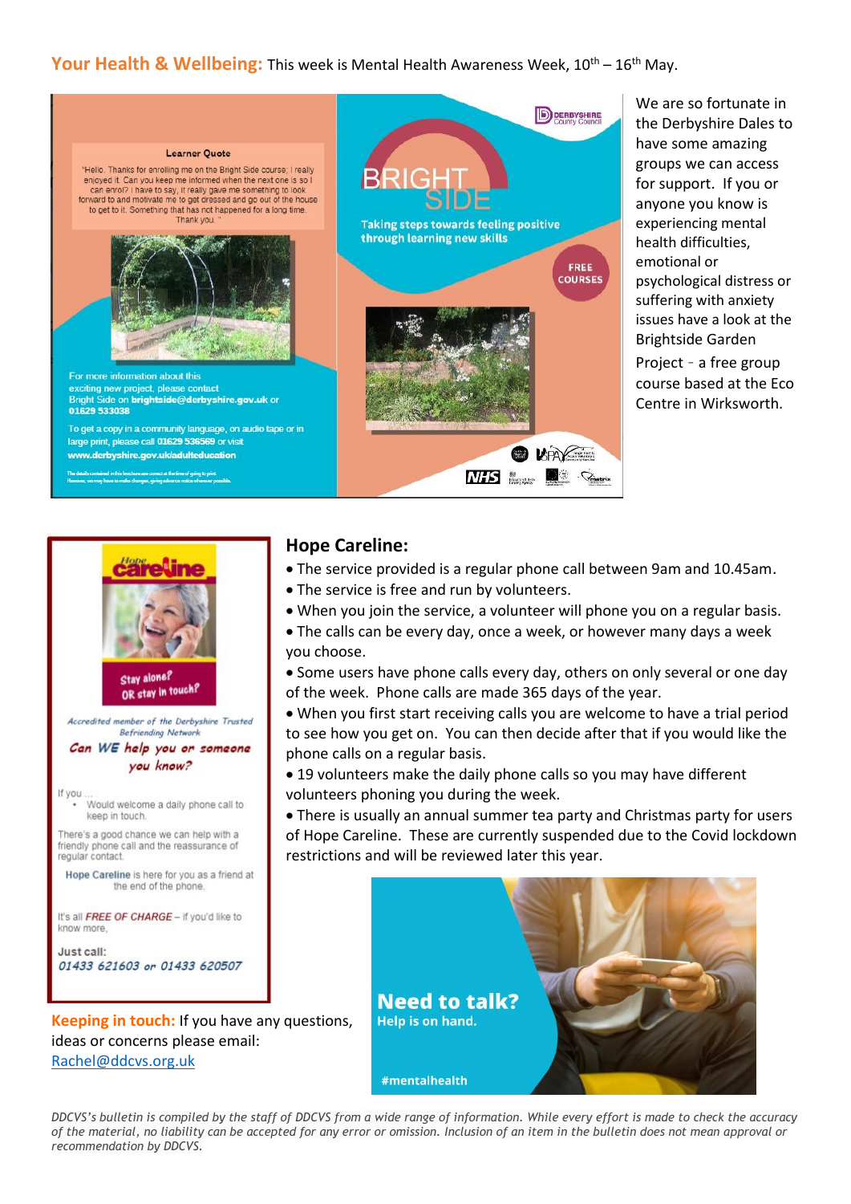**Your Health & Wellbeing:** This week is Mental Health Awareness Week, 10th – 16th May.

Learner Quote

"Hello. Thanks for enrolling me on the Bright Side course; I really enjoyed it. Can you keep me informed when the next one is so I can enrol? I have to say, it really gave me something to look forward to and motivate me to get dressed and go out of the house to get to it. Something that has not happened for a long time. Thank you."

For more information about this exciting new project, please contact Bright Side on **brightside@derbyshire.gov.uk** or **01629 533038**

To get a copy in a community language, on audio tape or in large print, please call **01629 536569** or visit **www.derbyshire.gov.uk/adulteducation**

The details contained in this brochure are correct at the time of going to print. However, we may have to make changes, giving advance notice wherever possible.

DERBYSHIRE County Council

BRIGHT SIDE

Taking steps towards feeling positive through learning new skills

FREE COURSES

NHS

We are so fortunate in the Derbyshire Dales to have some amazing groups we can access for support. If you or anyone you know is experiencing mental health difficulties, emotional or psychological distress or suffering with anxiety issues have a look at the Brightside Garden Project – a free group course based at the Eco Centre in Wirksworth.

Hope Careline

Stay alone? OR stay in touch?

*Accredited member of the Derbyshire Trusted Befriending Network*

*Can WE help you or someone you know?*

If you ...

- Would welcome a daily phone call to keep in touch.

There's a good chance we can help with a friendly phone call and the reassurance of regular contact.

Hope Careline is here for you as a friend at the end of the phone.

It's all *FREE OF CHARGE* – if you'd like to know more,

Just call:

*01433 621603 or 01433 620507*

## Hope Careline:

- The service provided is a regular phone call between 9am and 10.45am.
- The service is free and run by volunteers.
- When you join the service, a volunteer will phone you on a regular basis.
- The calls can be every day, once a week, or however many days a week you choose.
- Some users have phone calls every day, others on only several or one day of the week. Phone calls are made 365 days of the year.
- When you first start receiving calls you are welcome to have a trial period to see how you get on. You can then decide after that if you would like the phone calls on a regular basis.
- 19 volunteers make the daily phone calls so you may have different volunteers phoning you during the week.
- There is usually an annual summer tea party and Christmas party for users of Hope Careline. These are currently suspended due to the Covid lockdown restrictions and will be reviewed later this year.

**Keeping in touch:** If you have any questions, ideas or concerns please email: Rachel@ddcvs.org.uk

**Need to talk?**
**Help is on hand.**

#mentalhealth

*DDCVS's bulletin is compiled by the staff of DDCVS from a wide range of information. While every effort is made to check the accuracy of the material, no liability can be accepted for any error or omission. Inclusion of an item in the bulletin does not mean approval or recommendation by DDCVS.*